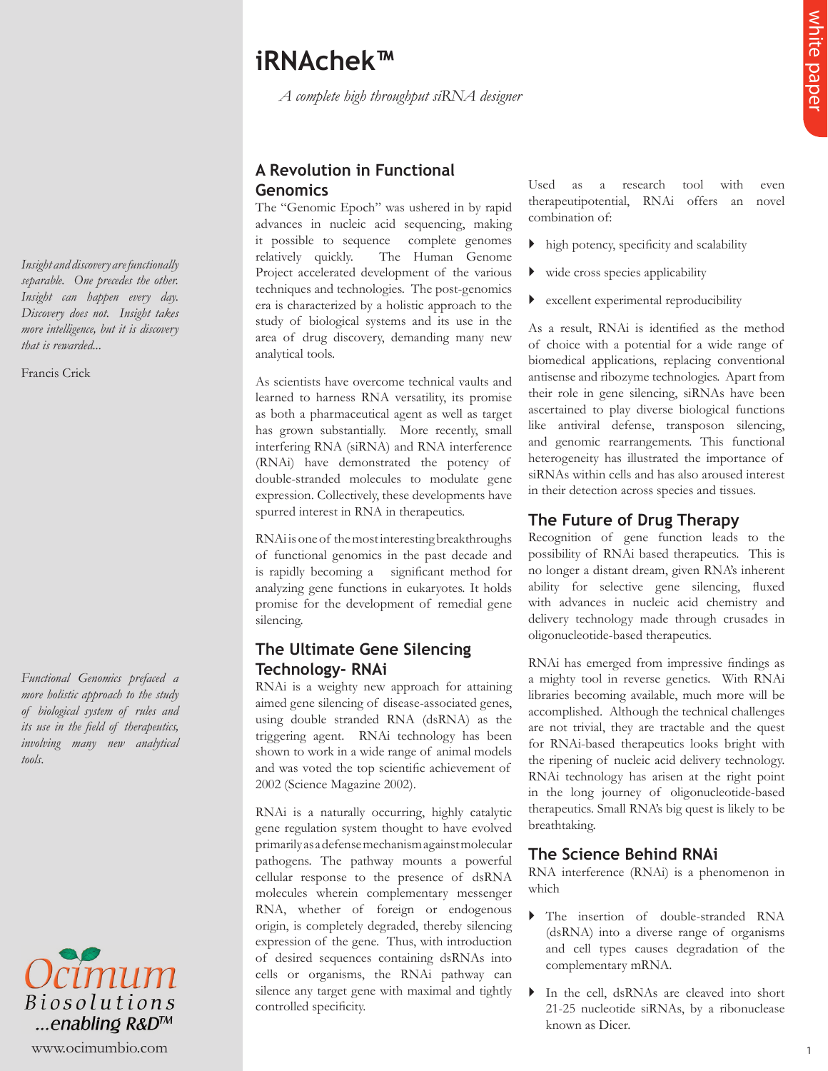# iRNAchek™

*A complete high throughput siRNA designer*

*Insight and discovery are functionally separable. One precedes the other. Insight can happen every day. Discovery does not. Insight takes more intelligence, but it is discovery that is rewarded...*

Francis Crick

## A Revolution in Functional Genomics

The "Genomic Epoch" was ushered in by rapid advances in nucleic acid sequencing, making it possible to sequence complete genomes relatively quickly. The Human Genome Project accelerated development of the various techniques and technologies. The post-genomics era is characterized by a holistic approach to the study of biological systems and its use in the area of drug discovery, demanding many new analytical tools.

As scientists have overcome technical vaults and learned to harness RNA versatility, its promise as both a pharmaceutical agent as well as target has grown substantially. More recently, small interfering RNA (siRNA) and RNA interference (RNAi) have demonstrated the potency of double-stranded molecules to modulate gene expression. Collectively, these developments have spurred interest in RNA in therapeutics.

RNAi is one of the most interesting breakthroughs of functional genomics in the past decade and is rapidly becoming a significant method for analyzing gene functions in eukaryotes. It holds promise for the development of remedial gene silencing.

*Functional Genomics prefaced a more holistic approach to the study of biological system of rules and its use in the field of therapeutics, involving many new analytical tools.*

## The Ultimate Gene Silencing Technology- RNAi

RNAi is a weighty new approach for attaining aimed gene silencing of disease-associated genes, using double stranded RNA (dsRNA) as the triggering agent. RNAi technology has been shown to work in a wide range of animal models and was voted the top scientific achievement of 2002 (Science Magazine 2002).

RNAi is a naturally occurring, highly catalytic gene regulation system thought to have evolved primarily as a defense mechanism against molecular pathogens. The pathway mounts a powerful cellular response to the presence of dsRNA molecules wherein complementary messenger RNA, whether of foreign or endogenous origin, is completely degraded, thereby silencing expression of the gene. Thus, with introduction of desired sequences containing dsRNAs into cells or organisms, the RNAi pathway can silence any target gene with maximal and tightly controlled specificity.

Used as a research tool with even therapeutipotential, RNAi offers an novel combination of:

- high potency, specificity and scalability
- wide cross species applicability
- excellent experimental reproducibility

As a result, RNAi is identified as the method of choice with a potential for a wide range of biomedical applications, replacing conventional antisense and ribozyme technologies. Apart from their role in gene silencing, siRNAs have been ascertained to play diverse biological functions like antiviral defense, transposon silencing, and genomic rearrangements. This functional heterogeneity has illustrated the importance of siRNAs within cells and has also aroused interest in their detection across species and tissues.

## The Future of Drug Therapy

Recognition of gene function leads to the possibility of RNAi based therapeutics. This is no longer a distant dream, given RNA's inherent ability for selective gene silencing, fluxed with advances in nucleic acid chemistry and delivery technology made through crusades in oligonucleotide-based therapeutics.

RNAi has emerged from impressive findings as a mighty tool in reverse genetics. With RNAi libraries becoming available, much more will be accomplished. Although the technical challenges are not trivial, they are tractable and the quest for RNAi-based therapeutics looks bright with the ripening of nucleic acid delivery technology. RNAi technology has arisen at the right point in the long journey of oligonucleotide-based therapeutics. Small RNA's big quest is likely to be breathtaking.

## The Science Behind RNAi

RNA interference (RNAi) is a phenomenon in which

- The insertion of double-stranded RNA (dsRNA) into a diverse range of organisms and cell types causes degradation of the complementary mRNA.
- In the cell, dsRNAs are cleaved into short 21-25 nucleotide siRNAs, by a ribonuclease known as Dicer.

Ocimum Biosolutions ...enabling R&D™

www.ocimumbio.com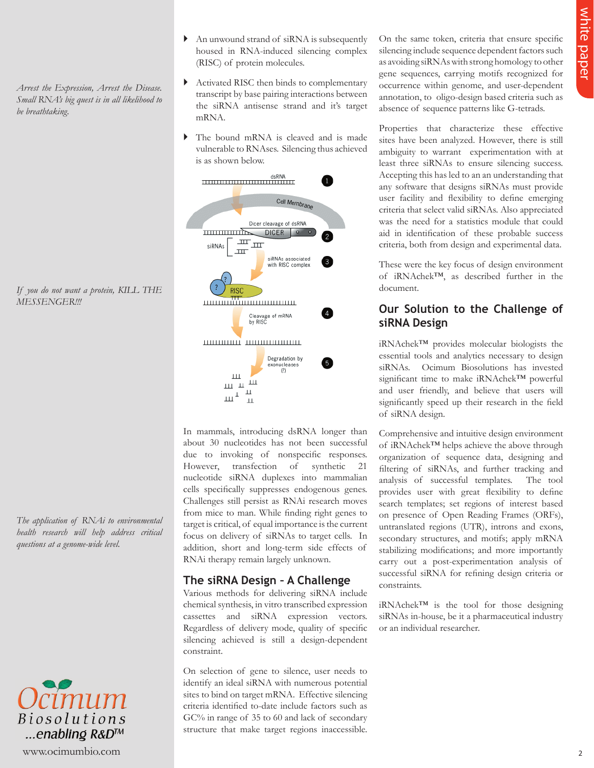*Arrest the Expression, Arrest the Disease. Small RNA's big quest is in all likelihood to be breathtaking.*

*If you do not want a protein, KILL THE MESSENGER!!!*

*The application of RNAi to environmental health research will help address critical questions at a genome-wide level.*

- An unwound strand of siRNA is subsequently housed in RNA-induced silencing complex (RISC) of protein molecules.
- Activated RISC then binds to complementary transcript by base pairing interactions between the siRNA antisense strand and it's target mRNA.
- The bound mRNA is cleaved and is made vulnerable to RNAses. Silencing thus achieved is as shown below.

In mammals, introducing dsRNA longer than about 30 nucleotides has not been successful due to invoking of nonspecific responses. However, transfection of synthetic 21 nucleotide siRNA duplexes into mammalian cells specifically suppresses endogenous genes. Challenges still persist as RNAi research moves from mice to man. While finding right genes to target is critical, of equal importance is the current focus on delivery of siRNAs to target cells. In addition, short and long-term side effects of RNAi therapy remain largely unknown.

## The siRNA Design - A Challenge

Various methods for delivering siRNA include chemical synthesis, in vitro transcribed expression cassettes and siRNA expression vectors. Regardless of delivery mode, quality of specific silencing achieved is still a design-dependent constraint.

On selection of gene to silence, user needs to identify an ideal siRNA with numerous potential sites to bind on target mRNA. Effective silencing criteria identified to-date include factors such as GC% in range of 35 to 60 and lack of secondary structure that make target regions inaccessible.

On the same token, criteria that ensure specific silencing include sequence dependent factors such as avoiding siRNAs with strong homology to other gene sequences, carrying motifs recognized for occurrence within genome, and user-dependent annotation, to oligo-design based criteria such as absence of sequence patterns like G-tetrads.

Properties that characterize these effective sites have been analyzed. However, there is still ambiguity to warrant experimentation with at least three siRNAs to ensure silencing success. Accepting this has led to an an understanding that any software that designs siRNAs must provide user facility and flexibility to define emerging criteria that select valid siRNAs. Also appreciated was the need for a statistics module that could aid in identification of these probable success criteria, both from design and experimental data.

These were the key focus of design environment of iRNAchek™, as described further in the document.

## Our Solution to the Challenge of siRNA Design

iRNAchek™ provides molecular biologists the essential tools and analytics necessary to design siRNAs. Ocimum Biosolutions has invested significant time to make iRNAchek™ powerful and user friendly, and believe that users will significantly speed up their research in the field of siRNA design.

Comprehensive and intuitive design environment of iRNAchek™ helps achieve the above through organization of sequence data, designing and filtering of siRNAs, and further tracking and analysis of successful templates. The tool provides user with great flexibility to define search templates; set regions of interest based on presence of Open Reading Frames (ORFs), untranslated regions (UTR), introns and exons, secondary structures, and motifs; apply mRNA stabilizing modifications; and more importantly carry out a post-experimentation analysis of successful siRNA for refining design criteria or constraints.

iRNAchek™ is the tool for those designing siRNAs in-house, be it a pharmaceutical industry or an individual researcher.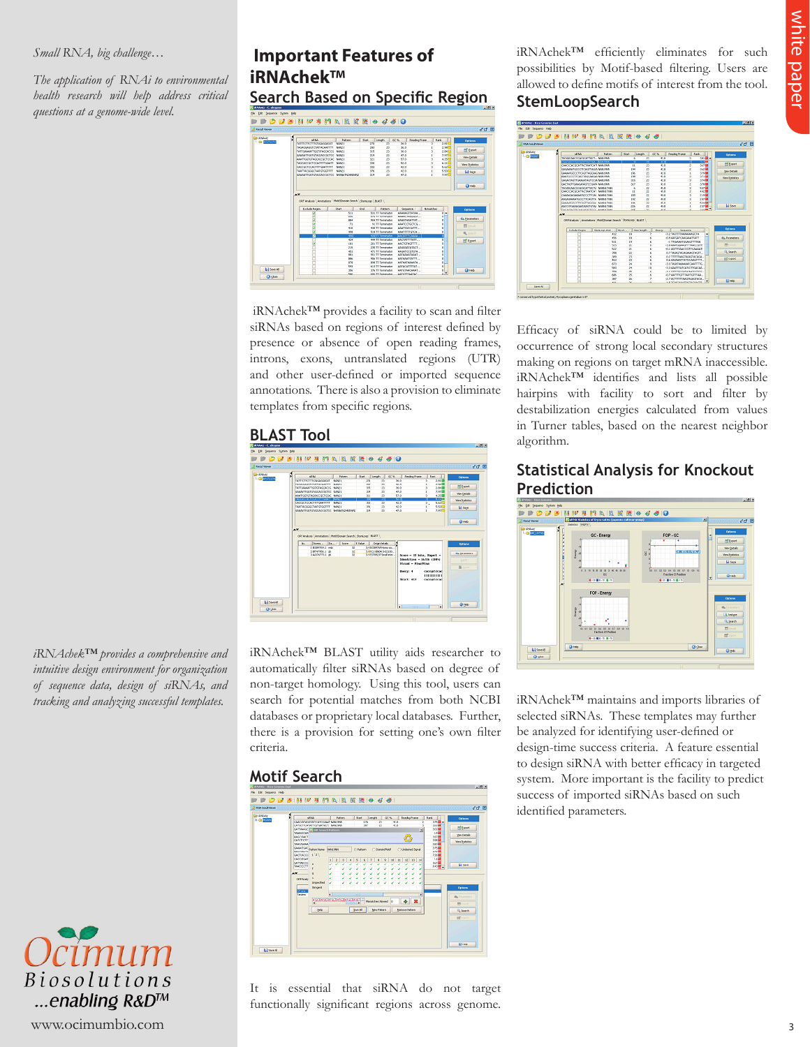*Small RNA, big challenge…*

*The application of RNAi to environmental health research will help address critical questions at a genome-wide level.*

*iRNAchek™ provides a comprehensive and intuitive design environment for organization of sequence data, design of siRNAs, and tracking and analyzing successful templates.*

## Important Features of iRNAchek™

### Search Based on Specific Region

iRNAchek™ provides a facility to scan and filter siRNAs based on regions of interest defined by presence or absence of open reading frames, introns, exons, untranslated regions (UTR) and other user-defined or imported sequence annotations. There is also a provision to eliminate templates from specific regions.

### BLAST Tool

iRNAchek™ BLAST utility aids researcher to automatically filter siRNAs based on degree of non-target homology. Using this tool, users can search for potential matches from both NCBI databases or proprietary local databases. Further, there is a provision for setting one's own filter criteria.

### Motif Search

It is essential that siRNA do not target functionally significant regions across genome. iRNAchek™ efficiently eliminates for such possibilities by Motif-based filtering. Users are allowed to define motifs of interest from the tool.

### StemLoopSearch

Efficacy of siRNA could be to limited by occurrence of strong local secondary structures making on regions on target mRNA inaccessible. iRNAchek™ identifies and lists all possible hairpins with facility to sort and filter by destabilization energies calculated from values in Turner tables, based on the nearest neighbor algorithm.

### Statistical Analysis for Knockout Prediction

iRNAchek™ maintains and imports libraries of selected siRNAs. These templates may further be analyzed for identifying user-defined or design-time success criteria. A feature essential to design siRNA with better efficacy in targeted system. More important is the facility to predict success of imported siRNAs based on such identified parameters.

Ocimum Biosolutions ...enabling R&D™

www.ocimumbio.com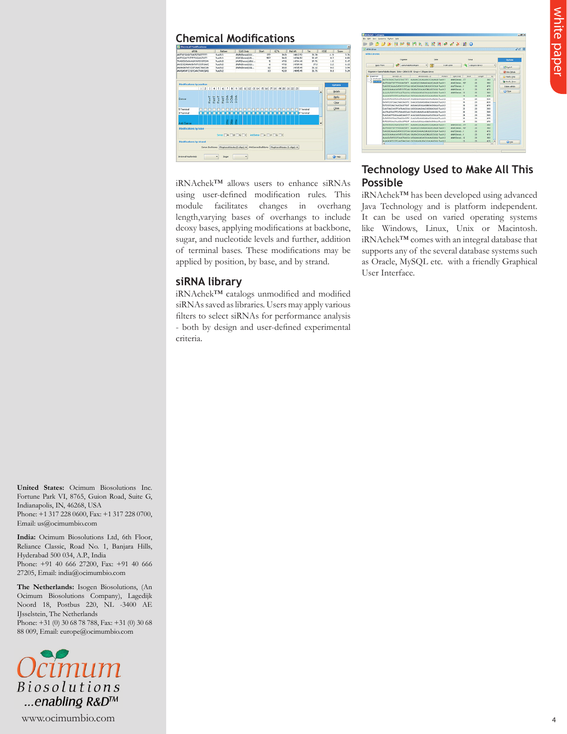## Chemical Modifications

iRNAchek™ allows users to enhance siRNAs using user-defined modification rules. This module facilitates changes in overhang length,varying bases of overhangs to include deoxy bases, applying modifications at backbone, sugar, and nucleotide levels and further, addition of terminal bases. These modifications may be applied by position, by base, and by strand.

## siRNA library

iRNAchek™ catalogs unmodified and modified siRNAs saved as libraries. Users may apply various filters to select siRNAs for performance analysis - both by design and user-defined experimental criteria.

## Technology Used to Make All This Possible

iRNAchek™ has been developed using advanced Java Technology and is platform independent. It can be used on varied operating systems like Windows, Linux, Unix or Macintosh. iRNAchek™ comes with an integral database that supports any of the several database systems such as Oracle, MySQL etc. with a friendly Graphical User Interface.

**United States:** Ocimum Biosolutions Inc. Fortune Park VI, 8765, Guion Road, Suite G, Indianapolis, IN, 46268, USA
Phone: +1 317 228 0600, Fax: +1 317 228 0700, Email: us@ocimumbio.com

**India:** Ocimum Biosolutions Ltd, 6th Floor, Reliance Classic, Road No. 1, Banjara Hills, Hyderabad 500 034, A.P., India
Phone: +91 40 666 27200, Fax: +91 40 666 27205, Email: india@ocimumbio.com

**The Netherlands:** Isogen Biosolutions, (An Ocimum Biosolutions Company), Lagedijk Noord 18, Postbus 220, NL -3400 AE IJsselstein, The Netherlands
Phone: +31 (0) 30 68 78 788, Fax: +31 (0) 30 68 88 009, Email: europe@ocimumbio.com

Ocimum Biosolutions
...enabling R&D™

www.ocimumbio.com